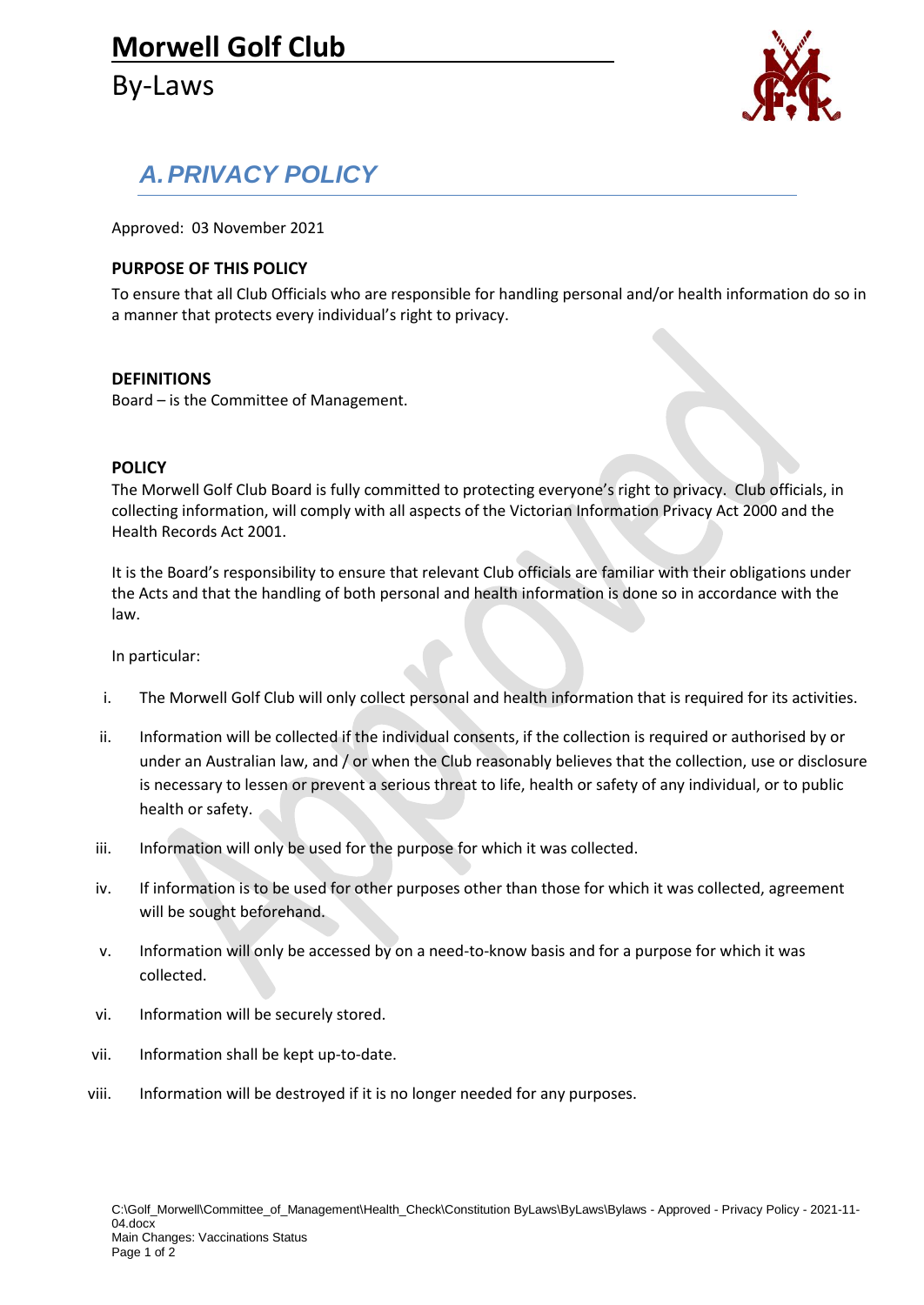# Morwell Golf Club

By-Laws

## *A. PRIVACY POLICY*

Approved: 03 November 2021

### PURPOSE OF THIS POLICY

To ensure that all Club Officials who are responsible for handling personal and/or health information do so in a manner that protects every individual's right to privacy.

### DEFINITIONS

Board – is the Committee of Management.

### POLICY

The Morwell Golf Club Board is fully committed to protecting everyone's right to privacy. Club officials, in collecting information, will comply with all aspects of the Victorian Information Privacy Act 2000 and the Health Records Act 2001.

It is the Board's responsibility to ensure that relevant Club officials are familiar with their obligations under the Acts and that the handling of both personal and health information is done so in accordance with the law.

In particular:

i. The Morwell Golf Club will only collect personal and health information that is required for its activities.

ii. Information will be collected if the individual consents, if the collection is required or authorised by or under an Australian law, and / or when the Club reasonably believes that the collection, use or disclosure is necessary to lessen or prevent a serious threat to life, health or safety of any individual, or to public health or safety.

iii. Information will only be used for the purpose for which it was collected.

iv. If information is to be used for other purposes other than those for which it was collected, agreement will be sought beforehand.

v. Information will only be accessed by on a need-to-know basis and for a purpose for which it was collected.

vi. Information will be securely stored.

vii. Information shall be kept up-to-date.

viii. Information will be destroyed if it is no longer needed for any purposes.

C:\Golf_Morwell\Committee_of_Management\Health_Check\Constitution ByLaws\ByLaws\Bylaws - Approved - Privacy Policy - 2021-11-04.docx
Main Changes: Vaccinations Status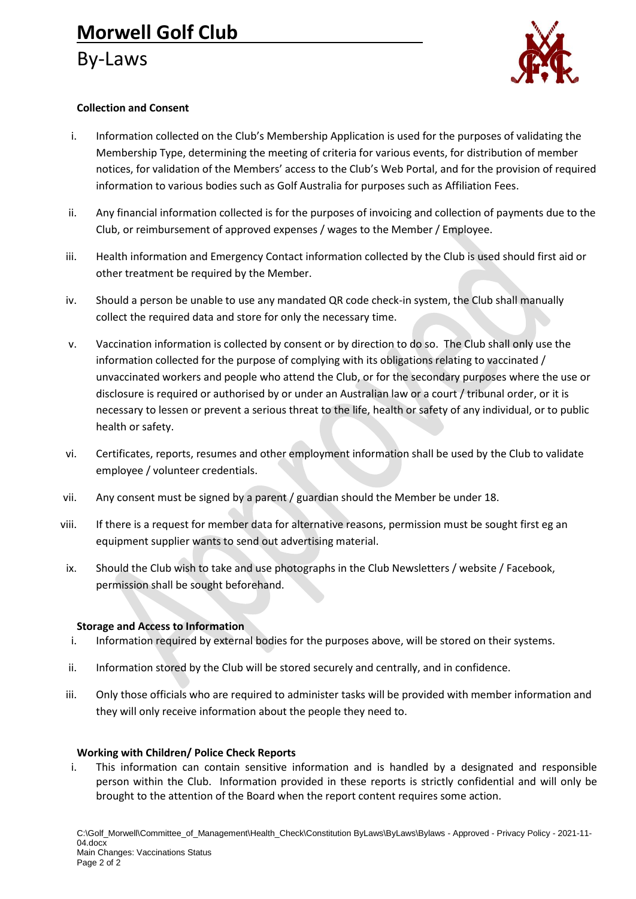# Morwell Golf Club

## By-Laws

**Collection and Consent**

i. Information collected on the Club's Membership Application is used for the purposes of validating the Membership Type, determining the meeting of criteria for various events, for distribution of member notices, for validation of the Members' access to the Club's Web Portal, and for the provision of required information to various bodies such as Golf Australia for purposes such as Affiliation Fees.

ii. Any financial information collected is for the purposes of invoicing and collection of payments due to the Club, or reimbursement of approved expenses / wages to the Member / Employee.

iii. Health information and Emergency Contact information collected by the Club is used should first aid or other treatment be required by the Member.

iv. Should a person be unable to use any mandated QR code check-in system, the Club shall manually collect the required data and store for only the necessary time.

v. Vaccination information is collected by consent or by direction to do so. The Club shall only use the information collected for the purpose of complying with its obligations relating to vaccinated / unvaccinated workers and people who attend the Club, or for the secondary purposes where the use or disclosure is required or authorised by or under an Australian law or a court / tribunal order, or it is necessary to lessen or prevent a serious threat to the life, health or safety of any individual, or to public health or safety.

vi. Certificates, reports, resumes and other employment information shall be used by the Club to validate employee / volunteer credentials.

vii. Any consent must be signed by a parent / guardian should the Member be under 18.

viii. If there is a request for member data for alternative reasons, permission must be sought first eg an equipment supplier wants to send out advertising material.

ix. Should the Club wish to take and use photographs in the Club Newsletters / website / Facebook, permission shall be sought beforehand.

**Storage and Access to Information**

i. Information required by external bodies for the purposes above, will be stored on their systems.

ii. Information stored by the Club will be stored securely and centrally, and in confidence.

iii. Only those officials who are required to administer tasks will be provided with member information and they will only receive information about the people they need to.

**Working with Children/ Police Check Reports**

i. This information can contain sensitive information and is handled by a designated and responsible person within the Club. Information provided in these reports is strictly confidential and will only be brought to the attention of the Board when the report content requires some action.

C:\Golf_Morwell\Committee_of_Management\Health_Check\Constitution ByLaws\ByLaws\Bylaws - Approved - Privacy Policy - 2021-11-04.docx
Main Changes: Vaccinations Status